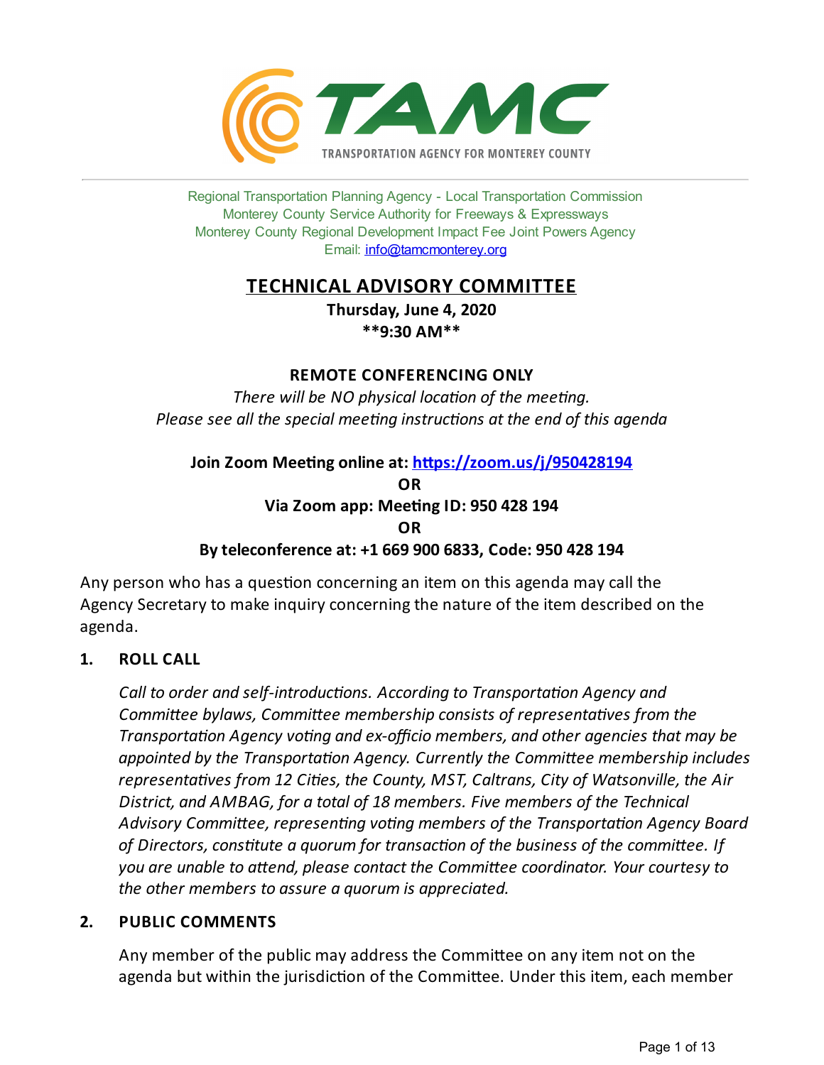TAMC

TRANSPORTATION AGENCY FOR MONTEREY COUNTY

Regional Transportation Planning Agency - Local Transportation Commission
Monterey County Service Authority for Freeways & Expressways
Monterey County Regional Development Impact Fee Joint Powers Agency
Email: info@tamcmonterey.org

# TECHNICAL ADVISORY COMMITTEE

**Thursday, June 4, 2020**
**\*\*9:30 AM\*\***

**REMOTE CONFERENCING ONLY**

*There will be NO physical location of the meeting.*
*Please see all the special meeting instructions at the end of this agenda*

**Join Zoom Meeting online at: https://zoom.us/j/950428194**
**OR**
**Via Zoom app: Meeting ID: 950 428 194**
**OR**
**By teleconference at: +1 669 900 6833, Code: 950 428 194**

Any person who has a question concerning an item on this agenda may call the Agency Secretary to make inquiry concerning the nature of the item described on the agenda.

## 1. ROLL CALL

*Call to order and self-introductions. According to Transportation Agency and Committee bylaws, Committee membership consists of representatives from the Transportation Agency voting and ex-officio members, and other agencies that may be appointed by the Transportation Agency. Currently the Committee membership includes representatives from 12 Cities, the County, MST, Caltrans, City of Watsonville, the Air District, and AMBAG, for a total of 18 members. Five members of the Technical Advisory Committee, representing voting members of the Transportation Agency Board of Directors, constitute a quorum for transaction of the business of the committee. If you are unable to attend, please contact the Committee coordinator. Your courtesy to the other members to assure a quorum is appreciated.*

## 2. PUBLIC COMMENTS

Any member of the public may address the Committee on any item not on the agenda but within the jurisdiction of the Committee. Under this item, each member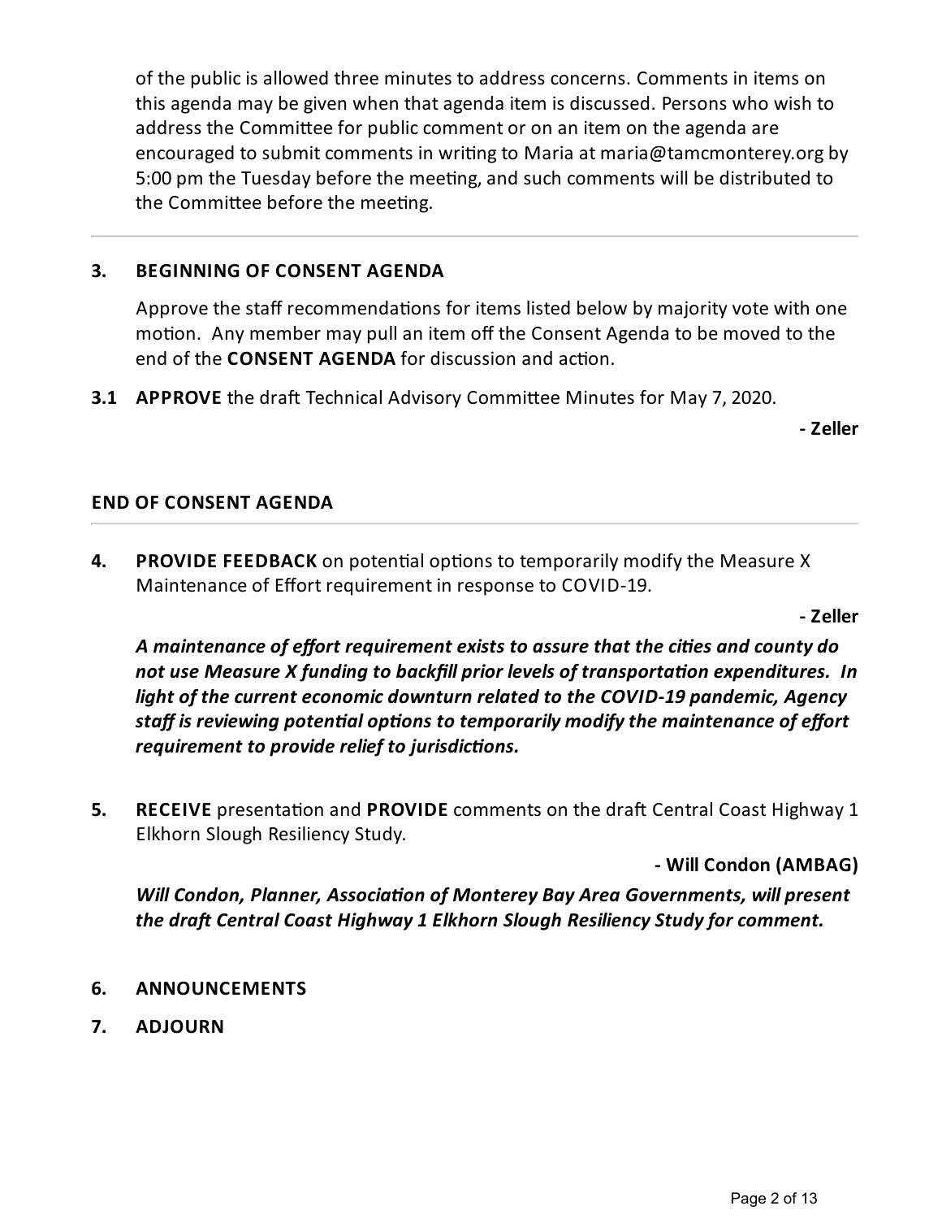of the public is allowed three minutes to address concerns. Comments in items on this agenda may be given when that agenda item is discussed. Persons who wish to address the Committee for public comment or on an item on the agenda are encouraged to submit comments in writing to Maria at maria@tamcmonterey.org by 5:00 pm the Tuesday before the meeting, and such comments will be distributed to the Committee before the meeting.

---

**3. BEGINNING OF CONSENT AGENDA**

Approve the staff recommendations for items listed below by majority vote with one motion. Any member may pull an item off the Consent Agenda to be moved to the end of the **CONSENT AGENDA** for discussion and action.

**3.1 APPROVE** the draft Technical Advisory Committee Minutes for May 7, 2020.

**- Zeller**

**END OF CONSENT AGENDA**

---

**4. PROVIDE FEEDBACK** on potential options to temporarily modify the Measure X Maintenance of Effort requirement in response to COVID-19.

**- Zeller**

***A maintenance of effort requirement exists to assure that the cities and county do not use Measure X funding to backfill prior levels of transportation expenditures. In light of the current economic downturn related to the COVID-19 pandemic, Agency staff is reviewing potential options to temporarily modify the maintenance of effort requirement to provide relief to jurisdictions.***

**5. RECEIVE** presentation and **PROVIDE** comments on the draft Central Coast Highway 1 Elkhorn Slough Resiliency Study.

**- Will Condon (AMBAG)**

***Will Condon, Planner, Association of Monterey Bay Area Governments, will present the draft Central Coast Highway 1 Elkhorn Slough Resiliency Study for comment.***

**6. ANNOUNCEMENTS**

**7. ADJOURN**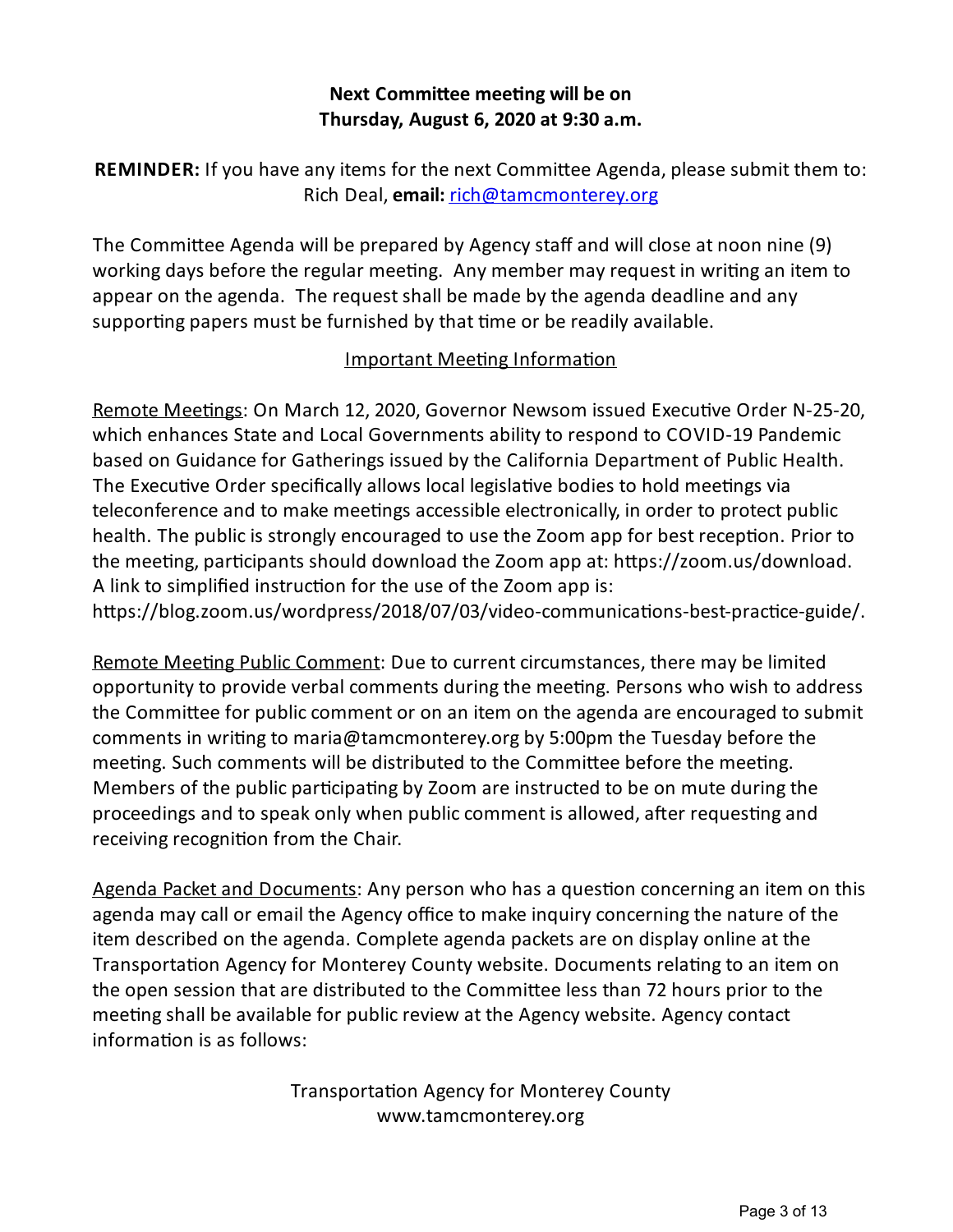**Next Committee meeting will be on**
**Thursday, August 6, 2020 at 9:30 a.m.**

**REMINDER:** If you have any items for the next Committee Agenda, please submit them to: Rich Deal, **email:** rich@tamcmonterey.org

The Committee Agenda will be prepared by Agency staff and will close at noon nine (9) working days before the regular meeting. Any member may request in writing an item to appear on the agenda. The request shall be made by the agenda deadline and any supporting papers must be furnished by that time or be readily available.

Important Meeting Information

Remote Meetings: On March 12, 2020, Governor Newsom issued Executive Order N-25-20, which enhances State and Local Governments ability to respond to COVID-19 Pandemic based on Guidance for Gatherings issued by the California Department of Public Health. The Executive Order specifically allows local legislative bodies to hold meetings via teleconference and to make meetings accessible electronically, in order to protect public health. The public is strongly encouraged to use the Zoom app for best reception. Prior to the meeting, participants should download the Zoom app at: https://zoom.us/download. A link to simplified instruction for the use of the Zoom app is: https://blog.zoom.us/wordpress/2018/07/03/video-communications-best-practice-guide/.

Remote Meeting Public Comment: Due to current circumstances, there may be limited opportunity to provide verbal comments during the meeting. Persons who wish to address the Committee for public comment or on an item on the agenda are encouraged to submit comments in writing to maria@tamcmonterey.org by 5:00pm the Tuesday before the meeting. Such comments will be distributed to the Committee before the meeting. Members of the public participating by Zoom are instructed to be on mute during the proceedings and to speak only when public comment is allowed, after requesting and receiving recognition from the Chair.

Agenda Packet and Documents: Any person who has a question concerning an item on this agenda may call or email the Agency office to make inquiry concerning the nature of the item described on the agenda. Complete agenda packets are on display online at the Transportation Agency for Monterey County website. Documents relating to an item on the open session that are distributed to the Committee less than 72 hours prior to the meeting shall be available for public review at the Agency website. Agency contact information is as follows:

Transportation Agency for Monterey County
www.tamcmonterey.org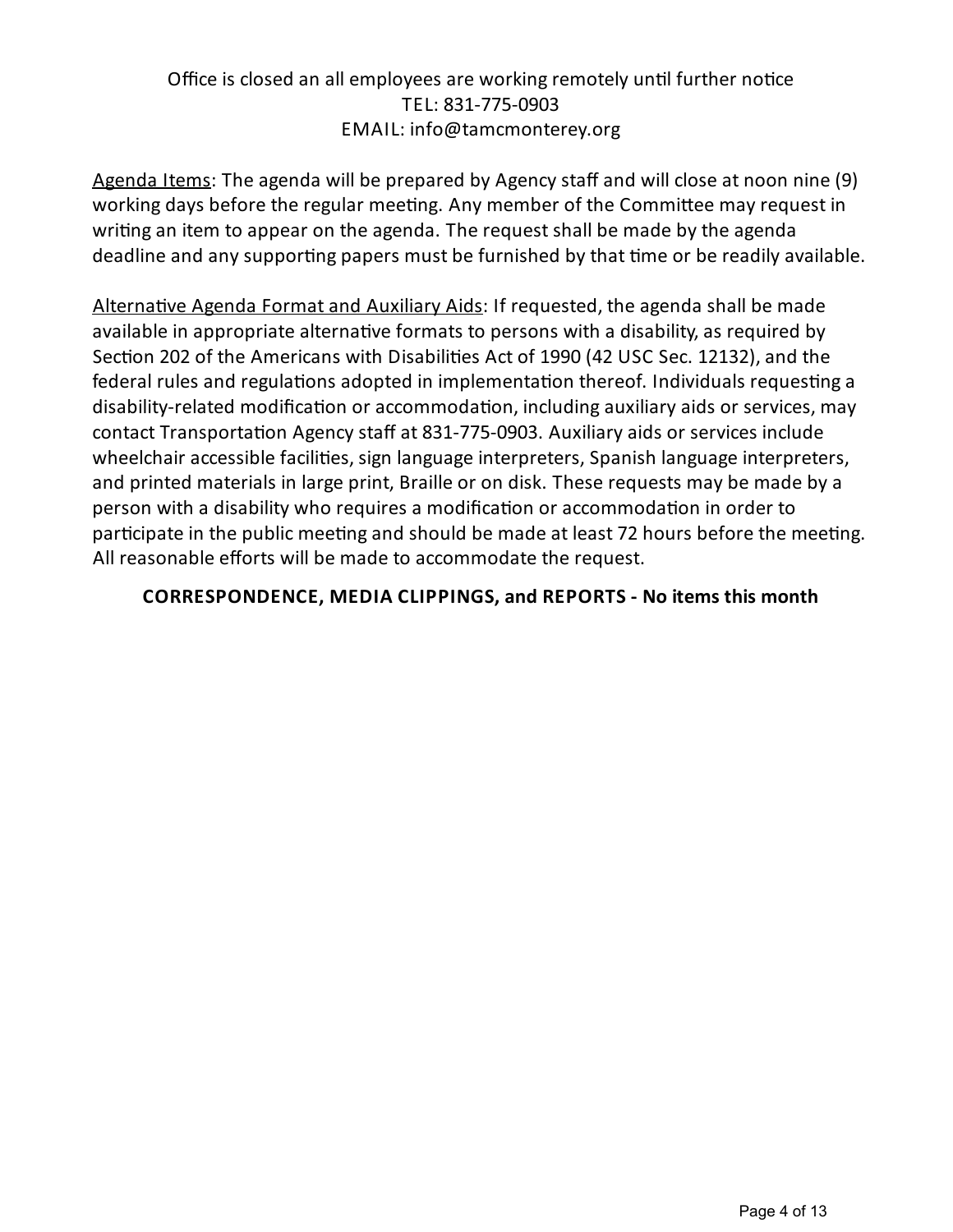Office is closed an all employees are working remotely until further notice
TEL: 831-775-0903
EMAIL: info@tamcmonterey.org

Agenda Items: The agenda will be prepared by Agency staff and will close at noon nine (9) working days before the regular meeting. Any member of the Committee may request in writing an item to appear on the agenda. The request shall be made by the agenda deadline and any supporting papers must be furnished by that time or be readily available.

Alternative Agenda Format and Auxiliary Aids: If requested, the agenda shall be made available in appropriate alternative formats to persons with a disability, as required by Section 202 of the Americans with Disabilities Act of 1990 (42 USC Sec. 12132), and the federal rules and regulations adopted in implementation thereof. Individuals requesting a disability-related modification or accommodation, including auxiliary aids or services, may contact Transportation Agency staff at 831-775-0903. Auxiliary aids or services include wheelchair accessible facilities, sign language interpreters, Spanish language interpreters, and printed materials in large print, Braille or on disk. These requests may be made by a person with a disability who requires a modification or accommodation in order to participate in the public meeting and should be made at least 72 hours before the meeting. All reasonable efforts will be made to accommodate the request.

**CORRESPONDENCE, MEDIA CLIPPINGS, and REPORTS - No items this month**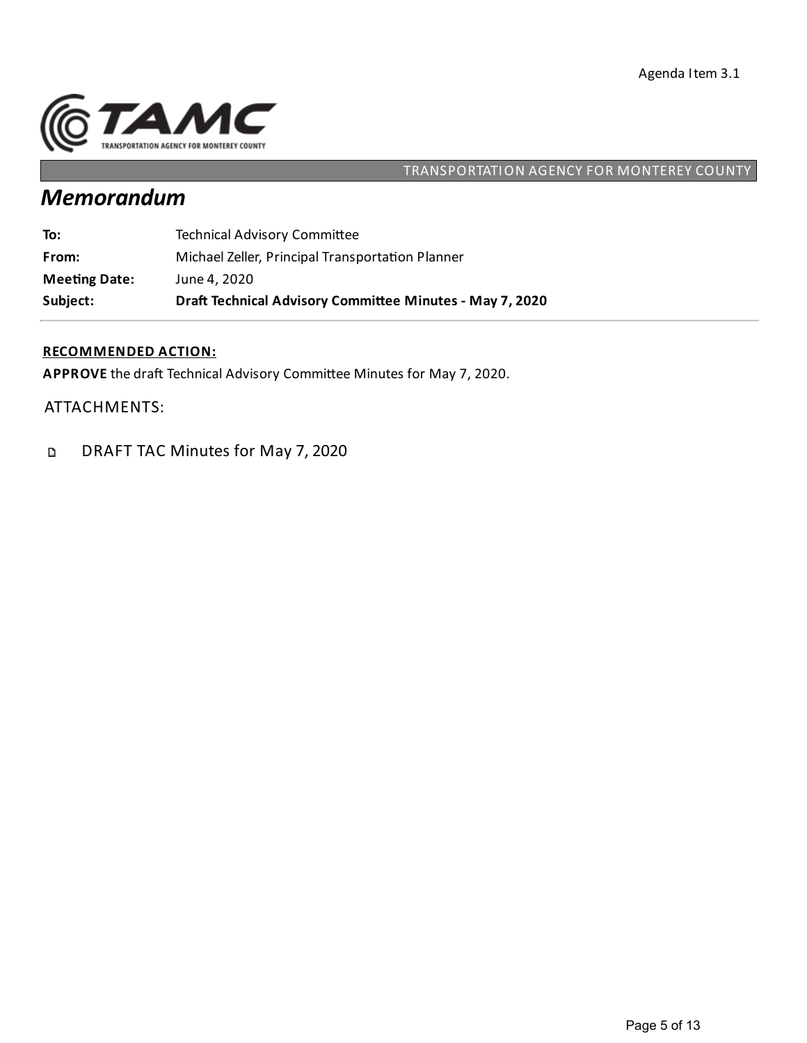Agenda Item 3.1

TRANSPORTATION AGENCY FOR MONTEREY COUNTY

# Memorandum

| | |
|---|---|
| **To:** | Technical Advisory Committee |
| **From:** | Michael Zeller, Principal Transportation Planner |
| **Meeting Date:** | June 4, 2020 |
| **Subject:** | **Draft Technical Advisory Committee Minutes - May 7, 2020** |

**RECOMMENDED ACTION:**

**APPROVE** the draft Technical Advisory Committee Minutes for May 7, 2020.

ATTACHMENTS:

- DRAFT TAC Minutes for May 7, 2020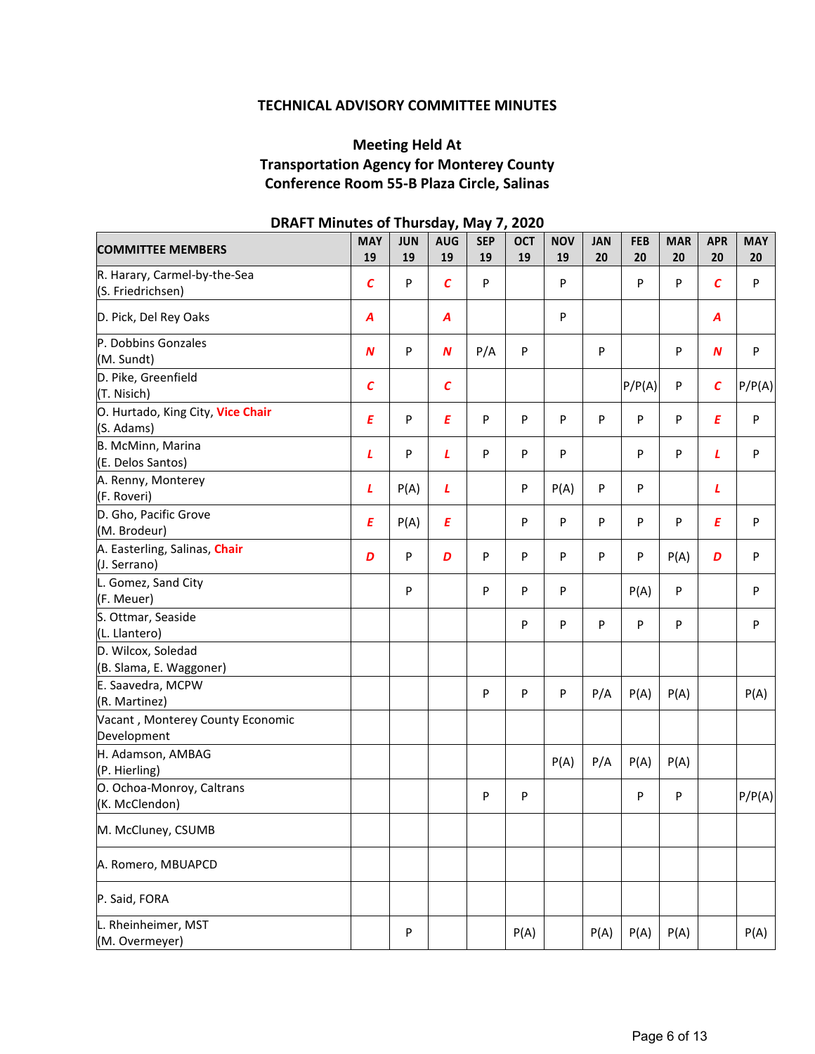**TECHNICAL ADVISORY COMMITTEE MINUTES**

**Meeting Held At**
**Transportation Agency for Monterey County**
**Conference Room 55-B Plaza Circle, Salinas**

**DRAFT Minutes of Thursday, May 7, 2020**

| COMMITTEE MEMBERS | MAY 19 | JUN 19 | AUG 19 | SEP 19 | OCT 19 | NOV 19 | JAN 20 | FEB 20 | MAR 20 | APR 20 | MAY 20 |
|---|---|---|---|---|---|---|---|---|---|---|---|
| R. Harary, Carmel-by-the-Sea (S. Friedrichsen) | C | P | C | P | | P | | P | P | C | P |
| D. Pick, Del Rey Oaks | A | | A | | | P | | | | A | |
| P. Dobbins Gonzales (M. Sundt) | N | P | N | P/A | P | | P | | P | N | P |
| D. Pike, Greenfield (T. Nisich) | C | | C | | | | | P/P(A) | P | C | P/P(A) |
| O. Hurtado, King City, Vice Chair (S. Adams) | E | P | E | P | P | P | P | P | P | E | P |
| B. McMinn, Marina (E. Delos Santos) | L | P | L | P | P | P | | P | P | L | P |
| A. Renny, Monterey (F. Roveri) | L | P(A) | L | | P | P(A) | P | P | | L | |
| D. Gho, Pacific Grove (M. Brodeur) | E | P(A) | E | | P | P | P | P | P | E | P |
| A. Easterling, Salinas, Chair (J. Serrano) | D | P | D | P | P | P | P | P | P(A) | D | P |
| L. Gomez, Sand City (F. Meuer) | | P | | P | P | P | | P(A) | P | | P |
| S. Ottmar, Seaside (L. Llantero) | | | | | P | P | P | P | P | | P |
| D. Wilcox, Soledad (B. Slama, E. Waggoner) | | | | | | | | | | | |
| E. Saavedra, MCPW (R. Martinez) | | | | P | P | P | P/A | P(A) | P(A) | | P(A) |
| Vacant , Monterey County Economic Development | | | | | | | | | | | |
| H. Adamson, AMBAG (P. Hierling) | | | | | | P(A) | P/A | P(A) | P(A) | | |
| O. Ochoa-Monroy, Caltrans (K. McClendon) | | | | P | P | | | P | P | | P/P(A) |
| M. McCluney, CSUMB | | | | | | | | | | | |
| A. Romero, MBUAPCD | | | | | | | | | | | |
| P. Said, FORA | | | | | | | | | | | |
| L. Rheinheimer, MST (M. Overmeyer) | | P | | | P(A) | | P(A) | P(A) | P(A) | | P(A) |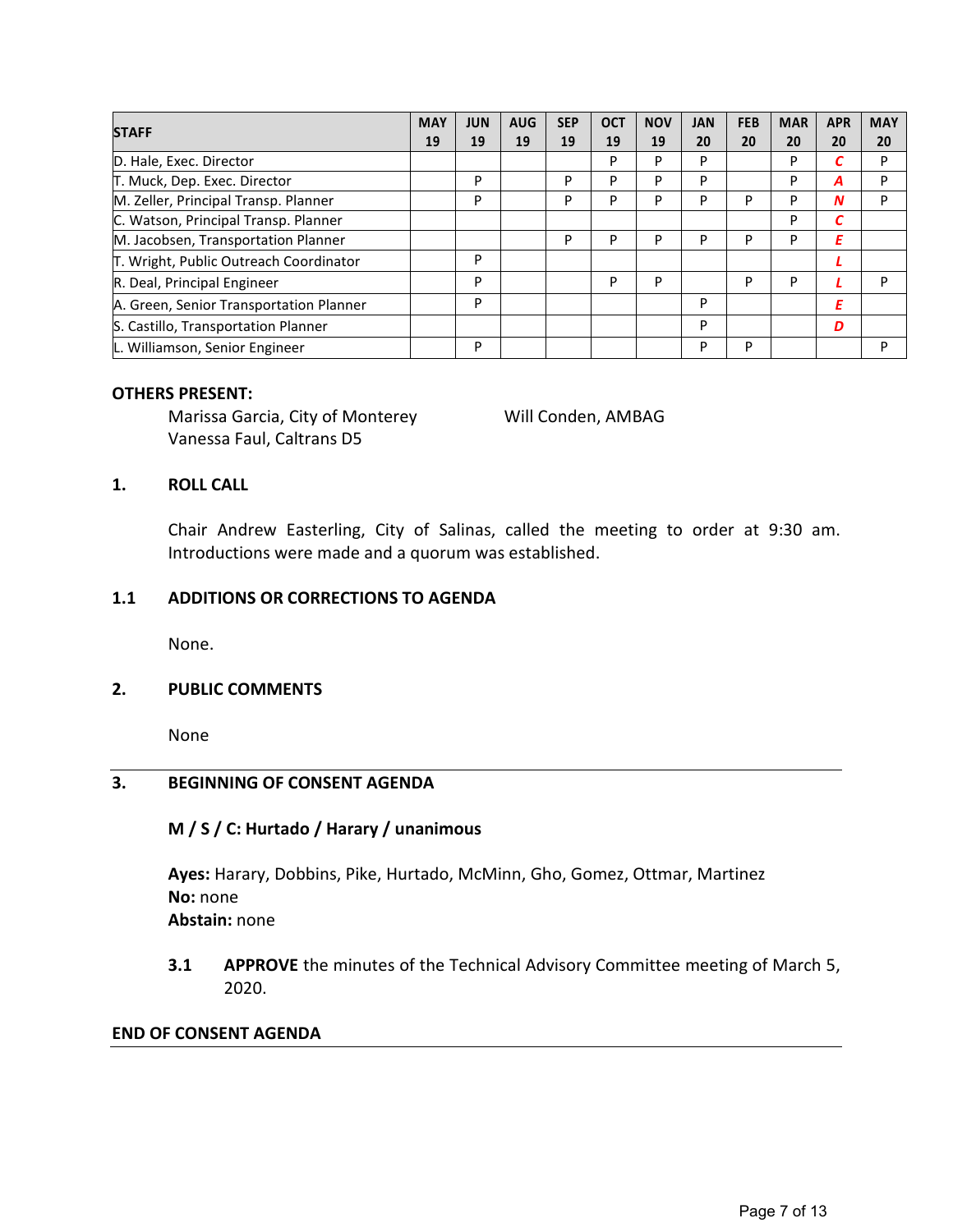| STAFF | MAY 19 | JUN 19 | AUG 19 | SEP 19 | OCT 19 | NOV 19 | JAN 20 | FEB 20 | MAR 20 | APR 20 | MAY 20 |
|---|---|---|---|---|---|---|---|---|---|---|---|
| D. Hale, Exec. Director | | | | | P | P | P | | P | ***C*** | P |
| T. Muck, Dep. Exec. Director | | P | | P | P | P | P | | P | ***A*** | P |
| M. Zeller, Principal Transp. Planner | | P | | P | P | P | P | P | P | ***N*** | P |
| C. Watson, Principal Transp. Planner | | | | | | | | | P | ***C*** | |
| M. Jacobsen, Transportation Planner | | | | P | P | P | P | P | P | ***E*** | |
| T. Wright, Public Outreach Coordinator | | P | | | | | | | | ***L*** | |
| R. Deal, Principal Engineer | | P | | | P | P | | P | P | ***L*** | P |
| A. Green, Senior Transportation Planner | | P | | | | | P | | | ***E*** | |
| S. Castillo, Transportation Planner | | | | | | | P | | | ***D*** | |
| L. Williamson, Senior Engineer | | P | | | | | P | P | | | P |

**OTHERS PRESENT:**

Marissa Garcia, City of Monterey
Vanessa Faul, Caltrans D5
Will Conden, AMBAG

## 1. ROLL CALL

Chair Andrew Easterling, City of Salinas, called the meeting to order at 9:30 am. Introductions were made and a quorum was established.

## 1.1 ADDITIONS OR CORRECTIONS TO AGENDA

None.

## 2. PUBLIC COMMENTS

None

## 3. BEGINNING OF CONSENT AGENDA

**M / S / C: Hurtado / Harary / unanimous**

**Ayes:** Harary, Dobbins, Pike, Hurtado, McMinn, Gho, Gomez, Ottmar, Martinez
**No:** none
**Abstain:** none

**3.1** **APPROVE** the minutes of the Technical Advisory Committee meeting of March 5, 2020.

**END OF CONSENT AGENDA**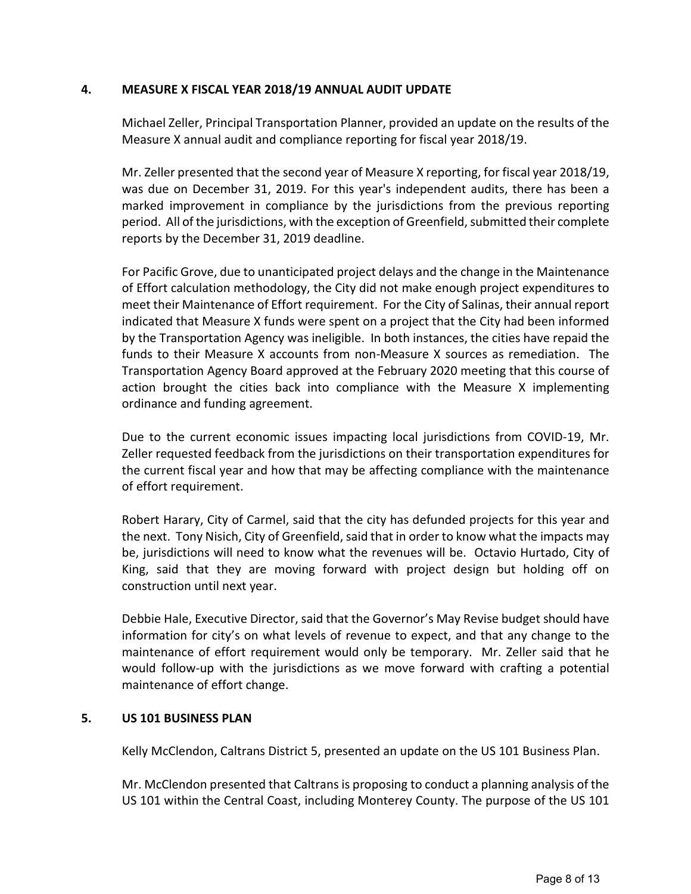## 4. MEASURE X FISCAL YEAR 2018/19 ANNUAL AUDIT UPDATE

Michael Zeller, Principal Transportation Planner, provided an update on the results of the Measure X annual audit and compliance reporting for fiscal year 2018/19.

Mr. Zeller presented that the second year of Measure X reporting, for fiscal year 2018/19, was due on December 31, 2019. For this year's independent audits, there has been a marked improvement in compliance by the jurisdictions from the previous reporting period. All of the jurisdictions, with the exception of Greenfield, submitted their complete reports by the December 31, 2019 deadline.

For Pacific Grove, due to unanticipated project delays and the change in the Maintenance of Effort calculation methodology, the City did not make enough project expenditures to meet their Maintenance of Effort requirement. For the City of Salinas, their annual report indicated that Measure X funds were spent on a project that the City had been informed by the Transportation Agency was ineligible. In both instances, the cities have repaid the funds to their Measure X accounts from non-Measure X sources as remediation. The Transportation Agency Board approved at the February 2020 meeting that this course of action brought the cities back into compliance with the Measure X implementing ordinance and funding agreement.

Due to the current economic issues impacting local jurisdictions from COVID-19, Mr. Zeller requested feedback from the jurisdictions on their transportation expenditures for the current fiscal year and how that may be affecting compliance with the maintenance of effort requirement.

Robert Harary, City of Carmel, said that the city has defunded projects for this year and the next. Tony Nisich, City of Greenfield, said that in order to know what the impacts may be, jurisdictions will need to know what the revenues will be. Octavio Hurtado, City of King, said that they are moving forward with project design but holding off on construction until next year.

Debbie Hale, Executive Director, said that the Governor's May Revise budget should have information for city's on what levels of revenue to expect, and that any change to the maintenance of effort requirement would only be temporary. Mr. Zeller said that he would follow-up with the jurisdictions as we move forward with crafting a potential maintenance of effort change.

## 5. US 101 BUSINESS PLAN

Kelly McClendon, Caltrans District 5, presented an update on the US 101 Business Plan.

Mr. McClendon presented that Caltrans is proposing to conduct a planning analysis of the US 101 within the Central Coast, including Monterey County. The purpose of the US 101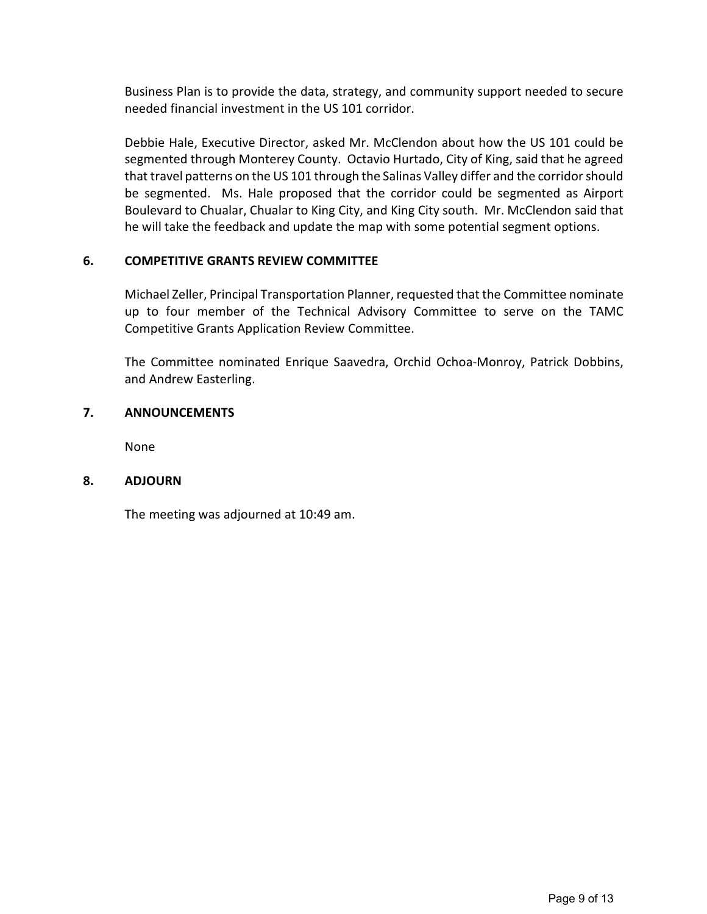Business Plan is to provide the data, strategy, and community support needed to secure needed financial investment in the US 101 corridor.

Debbie Hale, Executive Director, asked Mr. McClendon about how the US 101 could be segmented through Monterey County. Octavio Hurtado, City of King, said that he agreed that travel patterns on the US 101 through the Salinas Valley differ and the corridor should be segmented. Ms. Hale proposed that the corridor could be segmented as Airport Boulevard to Chualar, Chualar to King City, and King City south. Mr. McClendon said that he will take the feedback and update the map with some potential segment options.

### 6. COMPETITIVE GRANTS REVIEW COMMITTEE

Michael Zeller, Principal Transportation Planner, requested that the Committee nominate up to four member of the Technical Advisory Committee to serve on the TAMC Competitive Grants Application Review Committee.

The Committee nominated Enrique Saavedra, Orchid Ochoa-Monroy, Patrick Dobbins, and Andrew Easterling.

### 7. ANNOUNCEMENTS

None

### 8. ADJOURN

The meeting was adjourned at 10:49 am.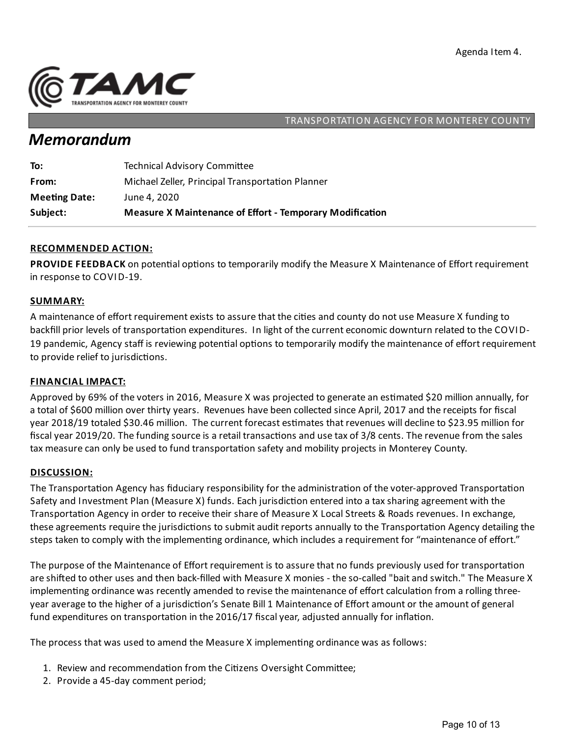Agenda Item 4.

TAMC
TRANSPORTATION AGENCY FOR MONTEREY COUNTY

TRANSPORTATION AGENCY FOR MONTEREY COUNTY

# *Memorandum*

| | |
|---|---|
| **To:** | Technical Advisory Committee |
| **From:** | Michael Zeller, Principal Transportation Planner |
| **Meeting Date:** | June 4, 2020 |
| **Subject:** | **Measure X Maintenance of Effort - Temporary Modification** |

## RECOMMENDED ACTION:

**PROVIDE FEEDBACK** on potential options to temporarily modify the Measure X Maintenance of Effort requirement in response to COVID-19.

## SUMMARY:

A maintenance of effort requirement exists to assure that the cities and county do not use Measure X funding to backfill prior levels of transportation expenditures. In light of the current economic downturn related to the COVID-19 pandemic, Agency staff is reviewing potential options to temporarily modify the maintenance of effort requirement to provide relief to jurisdictions.

## FINANCIAL IMPACT:

Approved by 69% of the voters in 2016, Measure X was projected to generate an estimated $20 million annually, for a total of $600 million over thirty years. Revenues have been collected since April, 2017 and the receipts for fiscal year 2018/19 totaled $30.46 million. The current forecast estimates that revenues will decline to $23.95 million for fiscal year 2019/20. The funding source is a retail transactions and use tax of 3/8 cents. The revenue from the sales tax measure can only be used to fund transportation safety and mobility projects in Monterey County.

## DISCUSSION:

The Transportation Agency has fiduciary responsibility for the administration of the voter-approved Transportation Safety and Investment Plan (Measure X) funds. Each jurisdiction entered into a tax sharing agreement with the Transportation Agency in order to receive their share of Measure X Local Streets & Roads revenues. In exchange, these agreements require the jurisdictions to submit audit reports annually to the Transportation Agency detailing the steps taken to comply with the implementing ordinance, which includes a requirement for "maintenance of effort."

The purpose of the Maintenance of Effort requirement is to assure that no funds previously used for transportation are shifted to other uses and then back-filled with Measure X monies - the so-called "bait and switch." The Measure X implementing ordinance was recently amended to revise the maintenance of effort calculation from a rolling three-year average to the higher of a jurisdiction's Senate Bill 1 Maintenance of Effort amount or the amount of general fund expenditures on transportation in the 2016/17 fiscal year, adjusted annually for inflation.

The process that was used to amend the Measure X implementing ordinance was as follows:

1. Review and recommendation from the Citizens Oversight Committee;
2. Provide a 45-day comment period;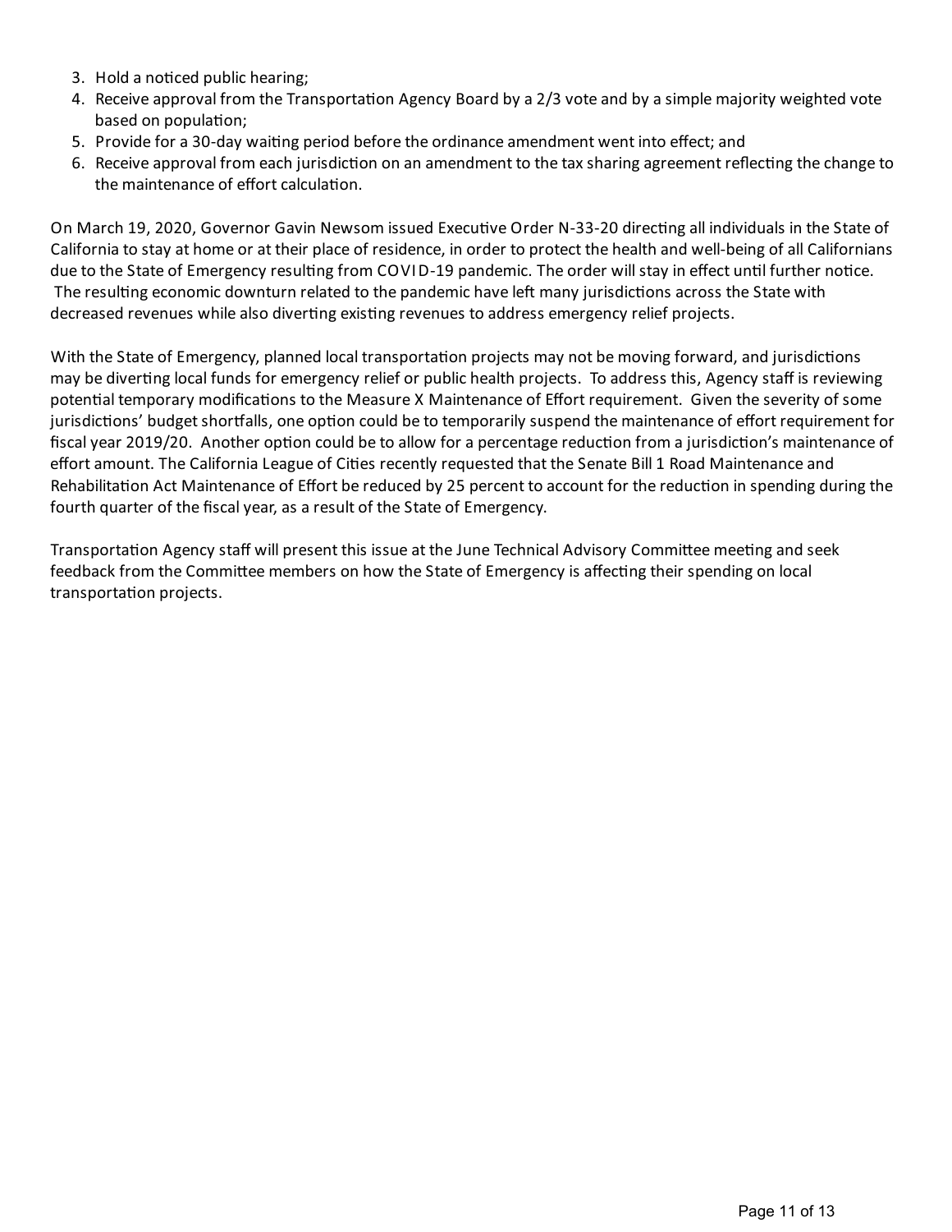3. Hold a noticed public hearing;
4. Receive approval from the Transportation Agency Board by a 2/3 vote and by a simple majority weighted vote based on population;
5. Provide for a 30-day waiting period before the ordinance amendment went into effect; and
6. Receive approval from each jurisdiction on an amendment to the tax sharing agreement reflecting the change to the maintenance of effort calculation.

On March 19, 2020, Governor Gavin Newsom issued Executive Order N-33-20 directing all individuals in the State of California to stay at home or at their place of residence, in order to protect the health and well-being of all Californians due to the State of Emergency resulting from COVID-19 pandemic. The order will stay in effect until further notice. The resulting economic downturn related to the pandemic have left many jurisdictions across the State with decreased revenues while also diverting existing revenues to address emergency relief projects.

With the State of Emergency, planned local transportation projects may not be moving forward, and jurisdictions may be diverting local funds for emergency relief or public health projects. To address this, Agency staff is reviewing potential temporary modifications to the Measure X Maintenance of Effort requirement. Given the severity of some jurisdictions' budget shortfalls, one option could be to temporarily suspend the maintenance of effort requirement for fiscal year 2019/20. Another option could be to allow for a percentage reduction from a jurisdiction's maintenance of effort amount. The California League of Cities recently requested that the Senate Bill 1 Road Maintenance and Rehabilitation Act Maintenance of Effort be reduced by 25 percent to account for the reduction in spending during the fourth quarter of the fiscal year, as a result of the State of Emergency.

Transportation Agency staff will present this issue at the June Technical Advisory Committee meeting and seek feedback from the Committee members on how the State of Emergency is affecting their spending on local transportation projects.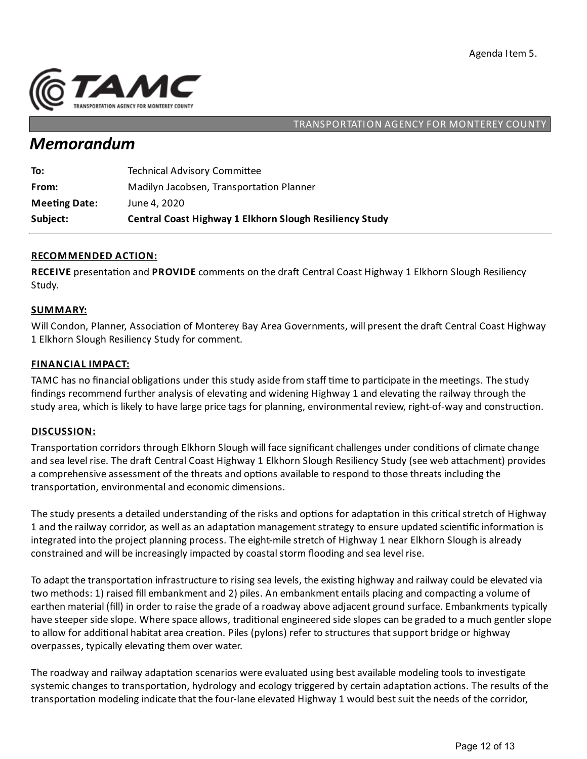Agenda Item 5.

TRANSPORTATION AGENCY FOR MONTEREY COUNTY

# *Memorandum*

| | |
|---|---|
| **To:** | Technical Advisory Committee |
| **From:** | Madilyn Jacobsen, Transportation Planner |
| **Meeting Date:** | June 4, 2020 |
| **Subject:** | **Central Coast Highway 1 Elkhorn Slough Resiliency Study** |

## RECOMMENDED ACTION:

**RECEIVE** presentation and **PROVIDE** comments on the draft Central Coast Highway 1 Elkhorn Slough Resiliency Study.

## SUMMARY:

Will Condon, Planner, Association of Monterey Bay Area Governments, will present the draft Central Coast Highway 1 Elkhorn Slough Resiliency Study for comment.

## FINANCIAL IMPACT:

TAMC has no financial obligations under this study aside from staff time to participate in the meetings. The study findings recommend further analysis of elevating and widening Highway 1 and elevating the railway through the study area, which is likely to have large price tags for planning, environmental review, right-of-way and construction.

## DISCUSSION:

Transportation corridors through Elkhorn Slough will face significant challenges under conditions of climate change and sea level rise. The draft Central Coast Highway 1 Elkhorn Slough Resiliency Study (see web attachment) provides a comprehensive assessment of the threats and options available to respond to those threats including the transportation, environmental and economic dimensions.

The study presents a detailed understanding of the risks and options for adaptation in this critical stretch of Highway 1 and the railway corridor, as well as an adaptation management strategy to ensure updated scientific information is integrated into the project planning process. The eight-mile stretch of Highway 1 near Elkhorn Slough is already constrained and will be increasingly impacted by coastal storm flooding and sea level rise.

To adapt the transportation infrastructure to rising sea levels, the existing highway and railway could be elevated via two methods: 1) raised fill embankment and 2) piles. An embankment entails placing and compacting a volume of earthen material (fill) in order to raise the grade of a roadway above adjacent ground surface. Embankments typically have steeper side slope. Where space allows, traditional engineered side slopes can be graded to a much gentler slope to allow for additional habitat area creation. Piles (pylons) refer to structures that support bridge or highway overpasses, typically elevating them over water.

The roadway and railway adaptation scenarios were evaluated using best available modeling tools to investigate systemic changes to transportation, hydrology and ecology triggered by certain adaptation actions. The results of the transportation modeling indicate that the four-lane elevated Highway 1 would best suit the needs of the corridor,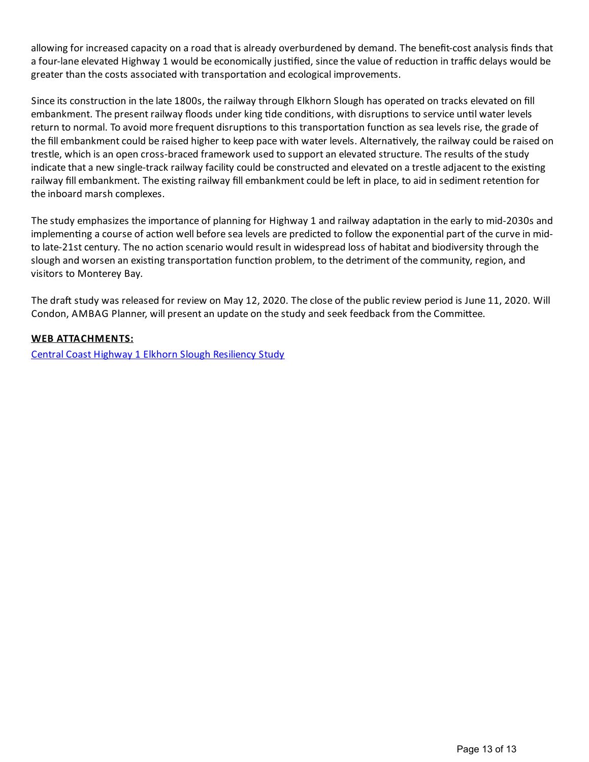allowing for increased capacity on a road that is already overburdened by demand. The benefit-cost analysis finds that a four-lane elevated Highway 1 would be economically justified, since the value of reduction in traffic delays would be greater than the costs associated with transportation and ecological improvements.

Since its construction in the late 1800s, the railway through Elkhorn Slough has operated on tracks elevated on fill embankment. The present railway floods under king tide conditions, with disruptions to service until water levels return to normal. To avoid more frequent disruptions to this transportation function as sea levels rise, the grade of the fill embankment could be raised higher to keep pace with water levels. Alternatively, the railway could be raised on trestle, which is an open cross-braced framework used to support an elevated structure. The results of the study indicate that a new single-track railway facility could be constructed and elevated on a trestle adjacent to the existing railway fill embankment. The existing railway fill embankment could be left in place, to aid in sediment retention for the inboard marsh complexes.

The study emphasizes the importance of planning for Highway 1 and railway adaptation in the early to mid-2030s and implementing a course of action well before sea levels are predicted to follow the exponential part of the curve in mid- to late-21st century. The no action scenario would result in widespread loss of habitat and biodiversity through the slough and worsen an existing transportation function problem, to the detriment of the community, region, and visitors to Monterey Bay.

The draft study was released for review on May 12, 2020. The close of the public review period is June 11, 2020. Will Condon, AMBAG Planner, will present an update on the study and seek feedback from the Committee.

**WEB ATTACHMENTS:**

Central Coast Highway 1 Elkhorn Slough Resiliency Study